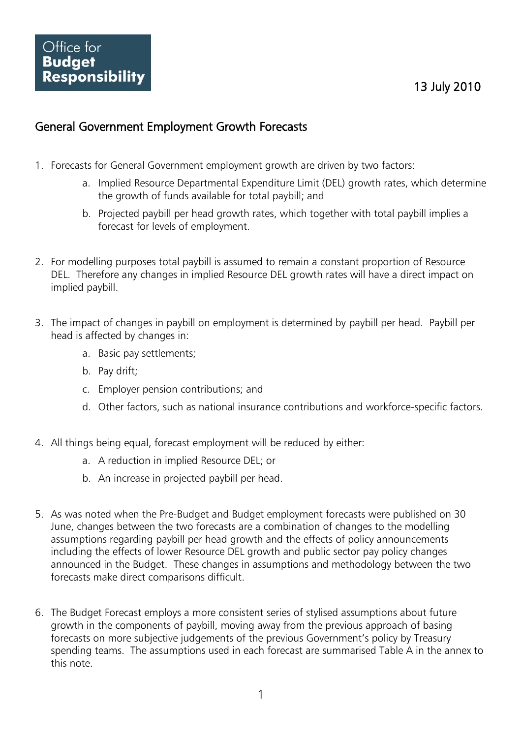Office for **Budget Responsibility**

13 July 2010

## General Government Employment Growth Forecasts

1. Forecasts for General Government employment growth are driven by two factors:
    a. Implied Resource Departmental Expenditure Limit (DEL) growth rates, which determine the growth of funds available for total paybill; and
    b. Projected paybill per head growth rates, which together with total paybill implies a forecast for levels of employment.

2. For modelling purposes total paybill is assumed to remain a constant proportion of Resource DEL. Therefore any changes in implied Resource DEL growth rates will have a direct impact on implied paybill.

3. The impact of changes in paybill on employment is determined by paybill per head. Paybill per head is affected by changes in:
    a. Basic pay settlements;
    b. Pay drift;
    c. Employer pension contributions; and
    d. Other factors, such as national insurance contributions and workforce-specific factors.

4. All things being equal, forecast employment will be reduced by either:
    a. A reduction in implied Resource DEL; or
    b. An increase in projected paybill per head.

5. As was noted when the Pre-Budget and Budget employment forecasts were published on 30 June, changes between the two forecasts are a combination of changes to the modelling assumptions regarding paybill per head growth and the effects of policy announcements including the effects of lower Resource DEL growth and public sector pay policy changes announced in the Budget. These changes in assumptions and methodology between the two forecasts make direct comparisons difficult.

6. The Budget Forecast employs a more consistent series of stylised assumptions about future growth in the components of paybill, moving away from the previous approach of basing forecasts on more subjective judgements of the previous Government's policy by Treasury spending teams. The assumptions used in each forecast are summarised Table A in the annex to this note.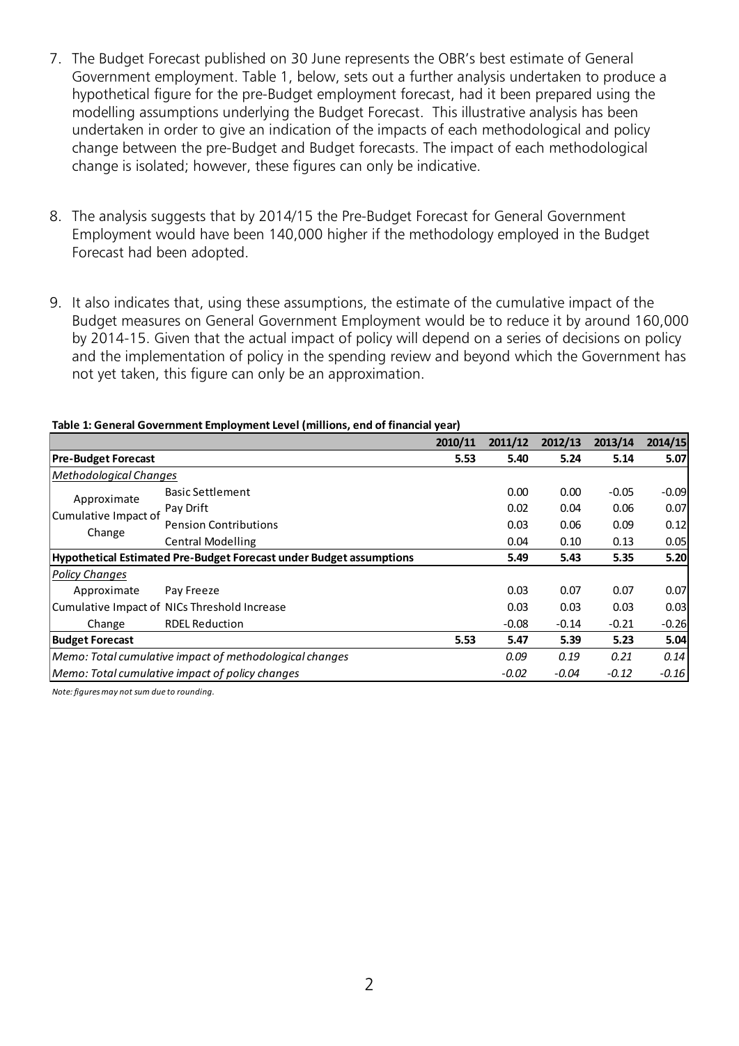7. The Budget Forecast published on 30 June represents the OBR's best estimate of General Government employment. Table 1, below, sets out a further analysis undertaken to produce a hypothetical figure for the pre-Budget employment forecast, had it been prepared using the modelling assumptions underlying the Budget Forecast. This illustrative analysis has been undertaken in order to give an indication of the impacts of each methodological and policy change between the pre-Budget and Budget forecasts. The impact of each methodological change is isolated; however, these figures can only be indicative.

8. The analysis suggests that by 2014/15 the Pre-Budget Forecast for General Government Employment would have been 140,000 higher if the methodology employed in the Budget Forecast had been adopted.

9. It also indicates that, using these assumptions, the estimate of the cumulative impact of the Budget measures on General Government Employment would be to reduce it by around 160,000 by 2014-15. Given that the actual impact of policy will depend on a series of decisions on policy and the implementation of policy in the spending review and beyond which the Government has not yet taken, this figure can only be an approximation.

**Table 1: General Government Employment Level (millions, end of financial year)**

| | | 2010/11 | 2011/12 | 2012/13 | 2013/14 | 2014/15 |
|---|---|---|---|---|---|---|
| **Pre-Budget Forecast** | | **5.53** | **5.40** | **5.24** | **5.14** | **5.07** |
| *Methodological Changes* | | | | | | |
| Approximate Cumulative Impact of Change | Basic Settlement | | 0.00 | 0.00 | -0.05 | -0.09 |
| | Pay Drift | | 0.02 | 0.04 | 0.06 | 0.07 |
| | Pension Contributions | | 0.03 | 0.06 | 0.09 | 0.12 |
| | Central Modelling | | 0.04 | 0.10 | 0.13 | 0.05 |
| **Hypothetical Estimated Pre-Budget Forecast under Budget assumptions** | | | **5.49** | **5.43** | **5.35** | **5.20** |
| *Policy Changes* | | | | | | |
| Approximate Cumulative Impact of Change | Pay Freeze | | 0.03 | 0.07 | 0.07 | 0.07 |
| | NICs Threshold Increase | | 0.03 | 0.03 | 0.03 | 0.03 |
| | RDEL Reduction | | -0.08 | -0.14 | -0.21 | -0.26 |
| **Budget Forecast** | | **5.53** | **5.47** | **5.39** | **5.23** | **5.04** |
| *Memo: Total cumulative impact of methodological changes* | | | *0.09* | *0.19* | *0.21* | *0.14* |
| *Memo: Total cumulative impact of policy changes* | | | *-0.02* | *-0.04* | *-0.12* | *-0.16* |

*Note: figures may not sum due to rounding.*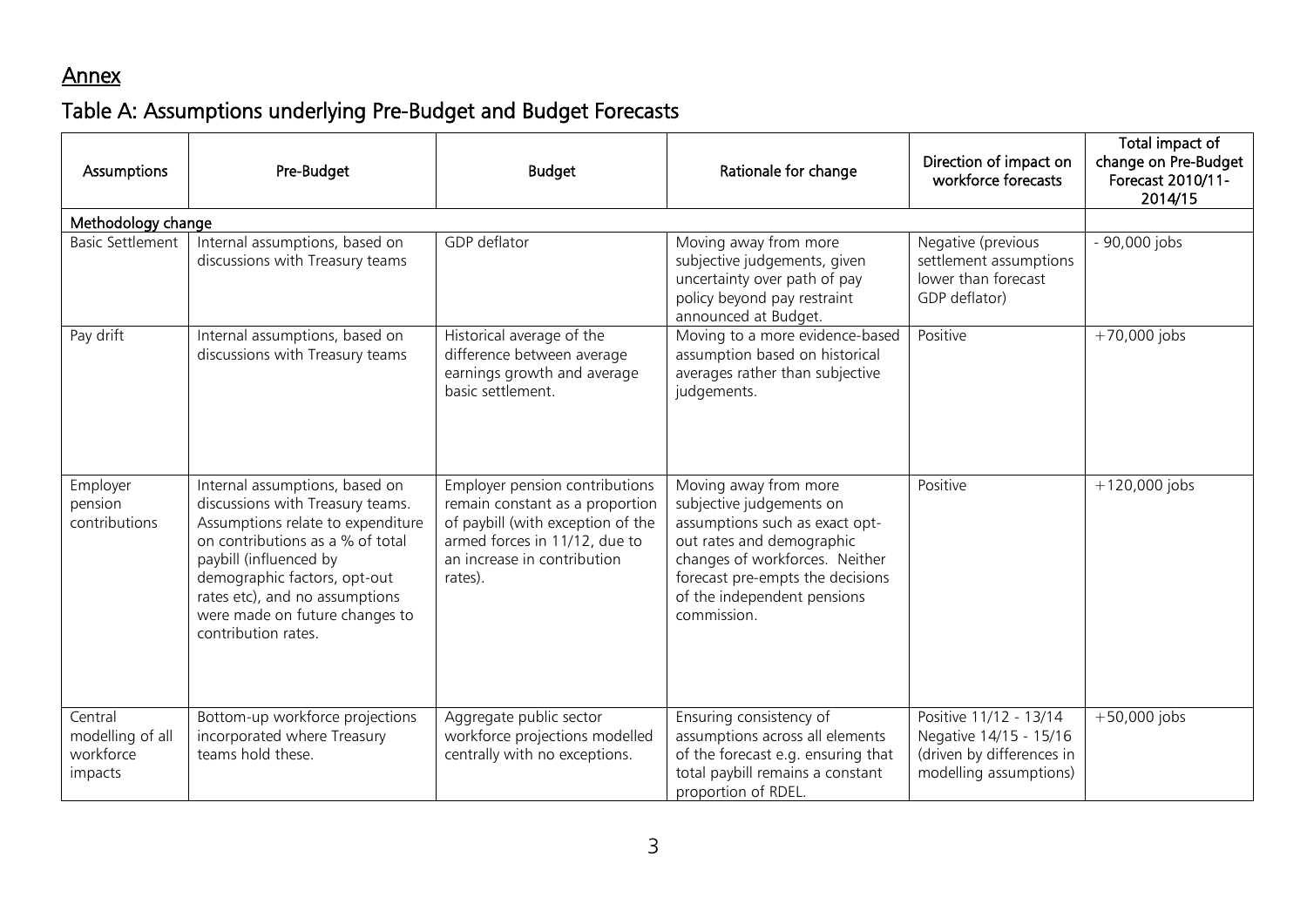## Annex

## Table A: Assumptions underlying Pre-Budget and Budget Forecasts

| Assumptions | Pre-Budget | Budget | Rationale for change | Direction of impact on workforce forecasts | Total impact of change on Pre-Budget Forecast 2010/11-2014/15 |
|---|---|---|---|---|---|
| Methodology change | | | | | |
| Basic Settlement | Internal assumptions, based on discussions with Treasury teams | GDP deflator | Moving away from more subjective judgements, given uncertainty over path of pay policy beyond pay restraint announced at Budget. | Negative (previous settlement assumptions lower than forecast GDP deflator) | - 90,000 jobs |
| Pay drift | Internal assumptions, based on discussions with Treasury teams | Historical average of the difference between average earnings growth and average basic settlement. | Moving to a more evidence-based assumption based on historical averages rather than subjective judgements. | Positive | +70,000 jobs |
| Employer pension contributions | Internal assumptions, based on discussions with Treasury teams. Assumptions relate to expenditure on contributions as a % of total paybill (influenced by demographic factors, opt-out rates etc), and no assumptions were made on future changes to contribution rates. | Employer pension contributions remain constant as a proportion of paybill (with exception of the armed forces in 11/12, due to an increase in contribution rates). | Moving away from more subjective judgements on assumptions such as exact opt-out rates and demographic changes of workforces. Neither forecast pre-empts the decisions of the independent pensions commission. | Positive | +120,000 jobs |
| Central modelling of all workforce impacts | Bottom-up workforce projections incorporated where Treasury teams hold these. | Aggregate public sector workforce projections modelled centrally with no exceptions. | Ensuring consistency of assumptions across all elements of the forecast e.g. ensuring that total paybill remains a constant proportion of RDEL. | Positive 11/12 - 13/14 Negative 14/15 - 15/16 (driven by differences in modelling assumptions) | +50,000 jobs |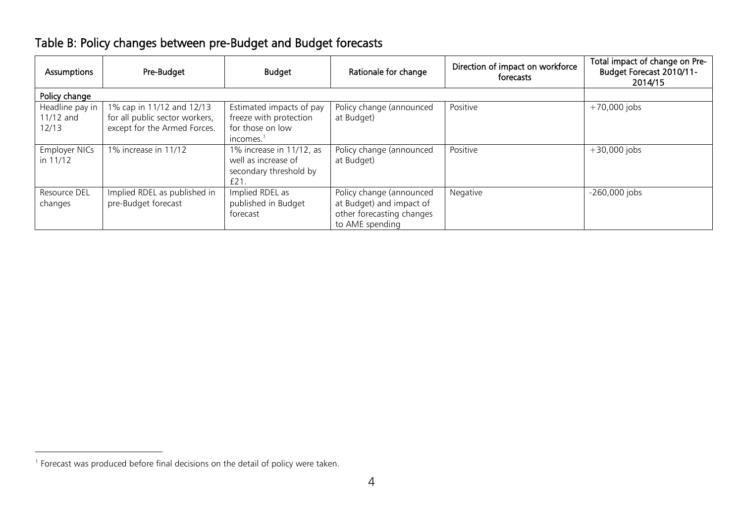## Table B: Policy changes between pre-Budget and Budget forecasts

| Assumptions | Pre-Budget | Budget | Rationale for change | Direction of impact on workforce forecasts | Total impact of change on Pre-Budget Forecast 2010/11-2014/15 |
|---|---|---|---|---|---|
| Policy change | | | | | |
| Headline pay in 11/12 and 12/13 | 1% cap in 11/12 and 12/13 for all public sector workers, except for the Armed Forces. | Estimated impacts of pay freeze with protection for those on low incomes.[1] | Policy change (announced at Budget) | Positive | +70,000 jobs |
| Employer NICs in 11/12 | 1% increase in 11/12 | 1% increase in 11/12, as well as increase of secondary threshold by £21. | Policy change (announced at Budget) | Positive | +30,000 jobs |
| Resource DEL changes | Implied RDEL as published in pre-Budget forecast | Implied RDEL as published in Budget forecast | Policy change (announced at Budget) and impact of other forecasting changes to AME spending | Negative | -260,000 jobs |

[1] Forecast was produced before final decisions on the detail of policy were taken.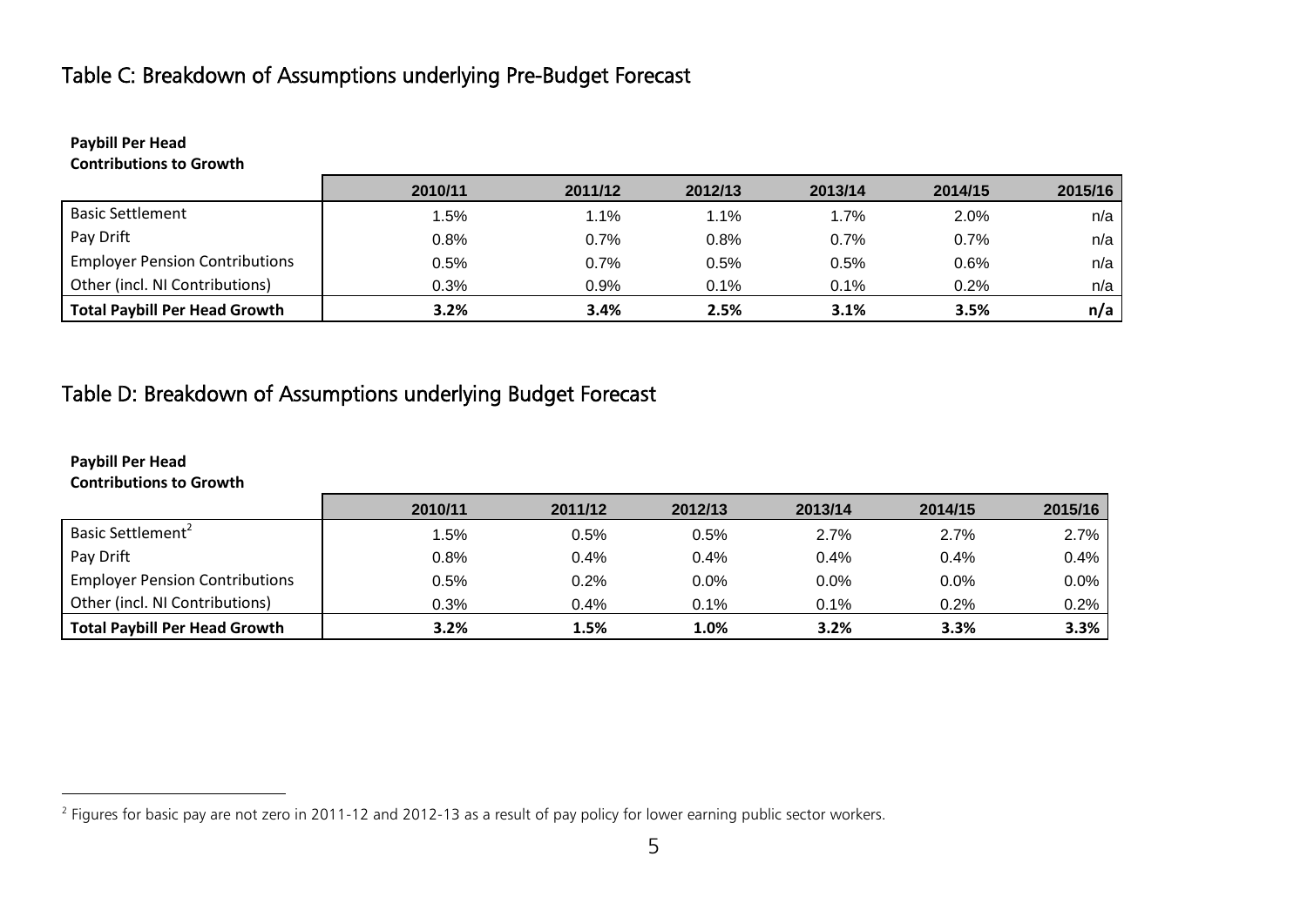## Table C: Breakdown of Assumptions underlying Pre-Budget Forecast

**Paybill Per Head**
**Contributions to Growth**

| | 2010/11 | 2011/12 | 2012/13 | 2013/14 | 2014/15 | 2015/16 |
|---|---|---|---|---|---|---|
| Basic Settlement | 1.5% | 1.1% | 1.1% | 1.7% | 2.0% | n/a |
| Pay Drift | 0.8% | 0.7% | 0.8% | 0.7% | 0.7% | n/a |
| Employer Pension Contributions | 0.5% | 0.7% | 0.5% | 0.5% | 0.6% | n/a |
| Other (incl. NI Contributions) | 0.3% | 0.9% | 0.1% | 0.1% | 0.2% | n/a |
| **Total Paybill Per Head Growth** | **3.2%** | **3.4%** | **2.5%** | **3.1%** | **3.5%** | **n/a** |

## Table D: Breakdown of Assumptions underlying Budget Forecast

**Paybill Per Head**
**Contributions to Growth**

| | 2010/11 | 2011/12 | 2012/13 | 2013/14 | 2014/15 | 2015/16 |
|---|---|---|---|---|---|---|
| Basic Settlement[2] | 1.5% | 0.5% | 0.5% | 2.7% | 2.7% | 2.7% |
| Pay Drift | 0.8% | 0.4% | 0.4% | 0.4% | 0.4% | 0.4% |
| Employer Pension Contributions | 0.5% | 0.2% | 0.0% | 0.0% | 0.0% | 0.0% |
| Other (incl. NI Contributions) | 0.3% | 0.4% | 0.1% | 0.1% | 0.2% | 0.2% |
| **Total Paybill Per Head Growth** | **3.2%** | **1.5%** | **1.0%** | **3.2%** | **3.3%** | **3.3%** |

[2] Figures for basic pay are not zero in 2011-12 and 2012-13 as a result of pay policy for lower earning public sector workers.